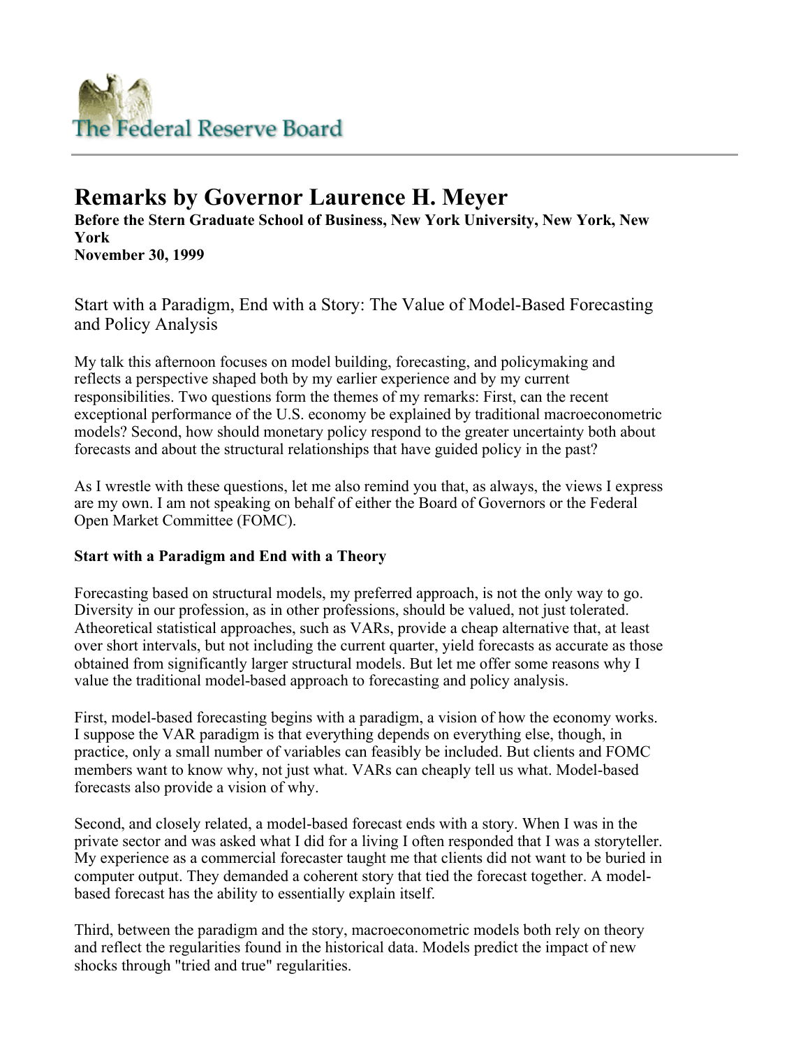# Remarks by Governor Laurence H. Meyer

**Before the Stern Graduate School of Business, New York University, New York, New York**
**November 30, 1999**

## Start with a Paradigm, End with a Story: The Value of Model-Based Forecasting and Policy Analysis

My talk this afternoon focuses on model building, forecasting, and policymaking and reflects a perspective shaped both by my earlier experience and by my current responsibilities. Two questions form the themes of my remarks: First, can the recent exceptional performance of the U.S. economy be explained by traditional macroeconometric models? Second, how should monetary policy respond to the greater uncertainty both about forecasts and about the structural relationships that have guided policy in the past?

As I wrestle with these questions, let me also remind you that, as always, the views I express are my own. I am not speaking on behalf of either the Board of Governors or the Federal Open Market Committee (FOMC).

**Start with a Paradigm and End with a Theory**

Forecasting based on structural models, my preferred approach, is not the only way to go. Diversity in our profession, as in other professions, should be valued, not just tolerated. Atheoretical statistical approaches, such as VARs, provide a cheap alternative that, at least over short intervals, but not including the current quarter, yield forecasts as accurate as those obtained from significantly larger structural models. But let me offer some reasons why I value the traditional model-based approach to forecasting and policy analysis.

First, model-based forecasting begins with a paradigm, a vision of how the economy works. I suppose the VAR paradigm is that everything depends on everything else, though, in practice, only a small number of variables can feasibly be included. But clients and FOMC members want to know why, not just what. VARs can cheaply tell us what. Model-based forecasts also provide a vision of why.

Second, and closely related, a model-based forecast ends with a story. When I was in the private sector and was asked what I did for a living I often responded that I was a storyteller. My experience as a commercial forecaster taught me that clients did not want to be buried in computer output. They demanded a coherent story that tied the forecast together. A model-based forecast has the ability to essentially explain itself.

Third, between the paradigm and the story, macroeconometric models both rely on theory and reflect the regularities found in the historical data. Models predict the impact of new shocks through "tried and true" regularities.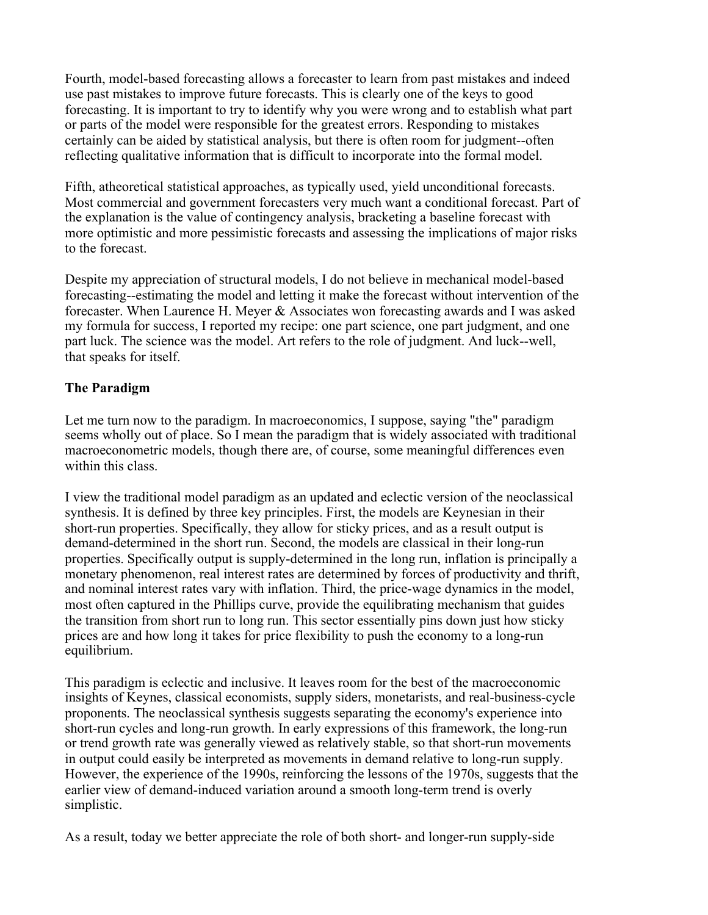Fourth, model-based forecasting allows a forecaster to learn from past mistakes and indeed use past mistakes to improve future forecasts. This is clearly one of the keys to good forecasting. It is important to try to identify why you were wrong and to establish what part or parts of the model were responsible for the greatest errors. Responding to mistakes certainly can be aided by statistical analysis, but there is often room for judgment--often reflecting qualitative information that is difficult to incorporate into the formal model.

Fifth, atheoretical statistical approaches, as typically used, yield unconditional forecasts. Most commercial and government forecasters very much want a conditional forecast. Part of the explanation is the value of contingency analysis, bracketing a baseline forecast with more optimistic and more pessimistic forecasts and assessing the implications of major risks to the forecast.

Despite my appreciation of structural models, I do not believe in mechanical model-based forecasting--estimating the model and letting it make the forecast without intervention of the forecaster. When Laurence H. Meyer & Associates won forecasting awards and I was asked my formula for success, I reported my recipe: one part science, one part judgment, and one part luck. The science was the model. Art refers to the role of judgment. And luck--well, that speaks for itself.

**The Paradigm**

Let me turn now to the paradigm. In macroeconomics, I suppose, saying "the" paradigm seems wholly out of place. So I mean the paradigm that is widely associated with traditional macroeconometric models, though there are, of course, some meaningful differences even within this class.

I view the traditional model paradigm as an updated and eclectic version of the neoclassical synthesis. It is defined by three key principles. First, the models are Keynesian in their short-run properties. Specifically, they allow for sticky prices, and as a result output is demand-determined in the short run. Second, the models are classical in their long-run properties. Specifically output is supply-determined in the long run, inflation is principally a monetary phenomenon, real interest rates are determined by forces of productivity and thrift, and nominal interest rates vary with inflation. Third, the price-wage dynamics in the model, most often captured in the Phillips curve, provide the equilibrating mechanism that guides the transition from short run to long run. This sector essentially pins down just how sticky prices are and how long it takes for price flexibility to push the economy to a long-run equilibrium.

This paradigm is eclectic and inclusive. It leaves room for the best of the macroeconomic insights of Keynes, classical economists, supply siders, monetarists, and real-business-cycle proponents. The neoclassical synthesis suggests separating the economy's experience into short-run cycles and long-run growth. In early expressions of this framework, the long-run or trend growth rate was generally viewed as relatively stable, so that short-run movements in output could easily be interpreted as movements in demand relative to long-run supply. However, the experience of the 1990s, reinforcing the lessons of the 1970s, suggests that the earlier view of demand-induced variation around a smooth long-term trend is overly simplistic.

As a result, today we better appreciate the role of both short- and longer-run supply-side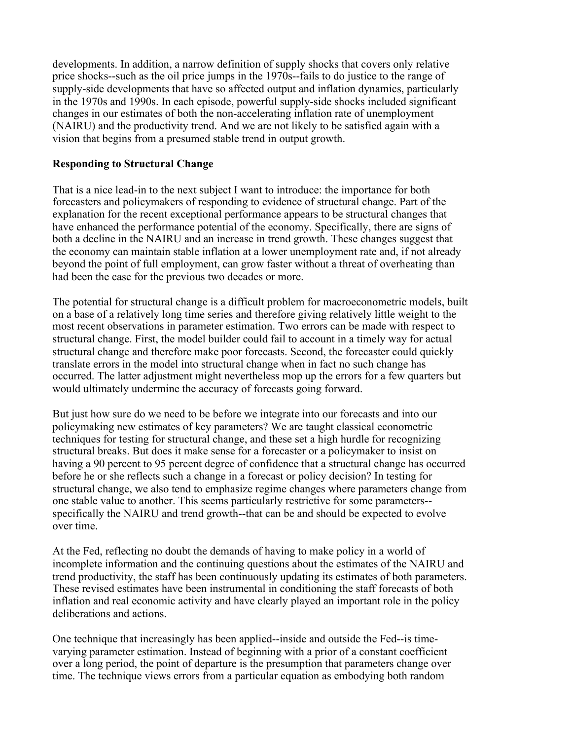developments. In addition, a narrow definition of supply shocks that covers only relative price shocks--such as the oil price jumps in the 1970s--fails to do justice to the range of supply-side developments that have so affected output and inflation dynamics, particularly in the 1970s and 1990s. In each episode, powerful supply-side shocks included significant changes in our estimates of both the non-accelerating inflation rate of unemployment (NAIRU) and the productivity trend. And we are not likely to be satisfied again with a vision that begins from a presumed stable trend in output growth.

**Responding to Structural Change**

That is a nice lead-in to the next subject I want to introduce: the importance for both forecasters and policymakers of responding to evidence of structural change. Part of the explanation for the recent exceptional performance appears to be structural changes that have enhanced the performance potential of the economy. Specifically, there are signs of both a decline in the NAIRU and an increase in trend growth. These changes suggest that the economy can maintain stable inflation at a lower unemployment rate and, if not already beyond the point of full employment, can grow faster without a threat of overheating than had been the case for the previous two decades or more.

The potential for structural change is a difficult problem for macroeconometric models, built on a base of a relatively long time series and therefore giving relatively little weight to the most recent observations in parameter estimation. Two errors can be made with respect to structural change. First, the model builder could fail to account in a timely way for actual structural change and therefore make poor forecasts. Second, the forecaster could quickly translate errors in the model into structural change when in fact no such change has occurred. The latter adjustment might nevertheless mop up the errors for a few quarters but would ultimately undermine the accuracy of forecasts going forward.

But just how sure do we need to be before we integrate into our forecasts and into our policymaking new estimates of key parameters? We are taught classical econometric techniques for testing for structural change, and these set a high hurdle for recognizing structural breaks. But does it make sense for a forecaster or a policymaker to insist on having a 90 percent to 95 percent degree of confidence that a structural change has occurred before he or she reflects such a change in a forecast or policy decision? In testing for structural change, we also tend to emphasize regime changes where parameters change from one stable value to another. This seems particularly restrictive for some parameters--specifically the NAIRU and trend growth--that can be and should be expected to evolve over time.

At the Fed, reflecting no doubt the demands of having to make policy in a world of incomplete information and the continuing questions about the estimates of the NAIRU and trend productivity, the staff has been continuously updating its estimates of both parameters. These revised estimates have been instrumental in conditioning the staff forecasts of both inflation and real economic activity and have clearly played an important role in the policy deliberations and actions.

One technique that increasingly has been applied--inside and outside the Fed--is time-varying parameter estimation. Instead of beginning with a prior of a constant coefficient over a long period, the point of departure is the presumption that parameters change over time. The technique views errors from a particular equation as embodying both random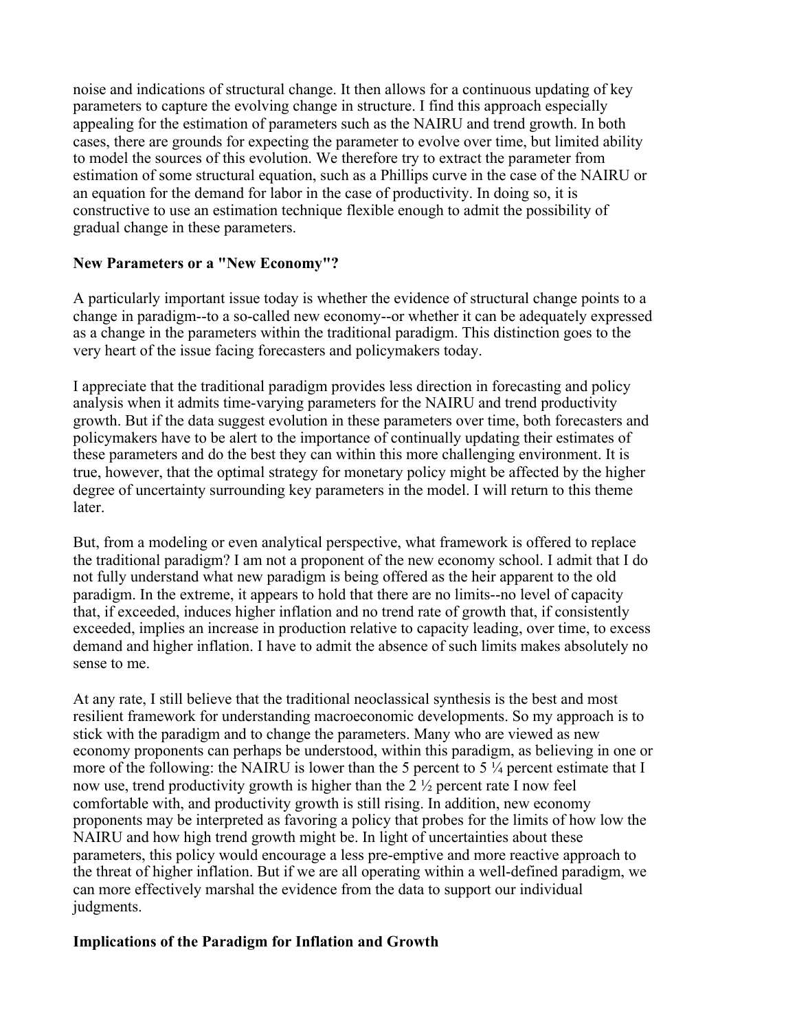noise and indications of structural change. It then allows for a continuous updating of key parameters to capture the evolving change in structure. I find this approach especially appealing for the estimation of parameters such as the NAIRU and trend growth. In both cases, there are grounds for expecting the parameter to evolve over time, but limited ability to model the sources of this evolution. We therefore try to extract the parameter from estimation of some structural equation, such as a Phillips curve in the case of the NAIRU or an equation for the demand for labor in the case of productivity. In doing so, it is constructive to use an estimation technique flexible enough to admit the possibility of gradual change in these parameters.

**New Parameters or a "New Economy"?**

A particularly important issue today is whether the evidence of structural change points to a change in paradigm--to a so-called new economy--or whether it can be adequately expressed as a change in the parameters within the traditional paradigm. This distinction goes to the very heart of the issue facing forecasters and policymakers today.

I appreciate that the traditional paradigm provides less direction in forecasting and policy analysis when it admits time-varying parameters for the NAIRU and trend productivity growth. But if the data suggest evolution in these parameters over time, both forecasters and policymakers have to be alert to the importance of continually updating their estimates of these parameters and do the best they can within this more challenging environment. It is true, however, that the optimal strategy for monetary policy might be affected by the higher degree of uncertainty surrounding key parameters in the model. I will return to this theme later.

But, from a modeling or even analytical perspective, what framework is offered to replace the traditional paradigm? I am not a proponent of the new economy school. I admit that I do not fully understand what new paradigm is being offered as the heir apparent to the old paradigm. In the extreme, it appears to hold that there are no limits--no level of capacity that, if exceeded, induces higher inflation and no trend rate of growth that, if consistently exceeded, implies an increase in production relative to capacity leading, over time, to excess demand and higher inflation. I have to admit the absence of such limits makes absolutely no sense to me.

At any rate, I still believe that the traditional neoclassical synthesis is the best and most resilient framework for understanding macroeconomic developments. So my approach is to stick with the paradigm and to change the parameters. Many who are viewed as new economy proponents can perhaps be understood, within this paradigm, as believing in one or more of the following: the NAIRU is lower than the 5 percent to 5 ¼ percent estimate that I now use, trend productivity growth is higher than the 2 ½ percent rate I now feel comfortable with, and productivity growth is still rising. In addition, new economy proponents may be interpreted as favoring a policy that probes for the limits of how low the NAIRU and how high trend growth might be. In light of uncertainties about these parameters, this policy would encourage a less pre-emptive and more reactive approach to the threat of higher inflation. But if we are all operating within a well-defined paradigm, we can more effectively marshal the evidence from the data to support our individual judgments.

**Implications of the Paradigm for Inflation and Growth**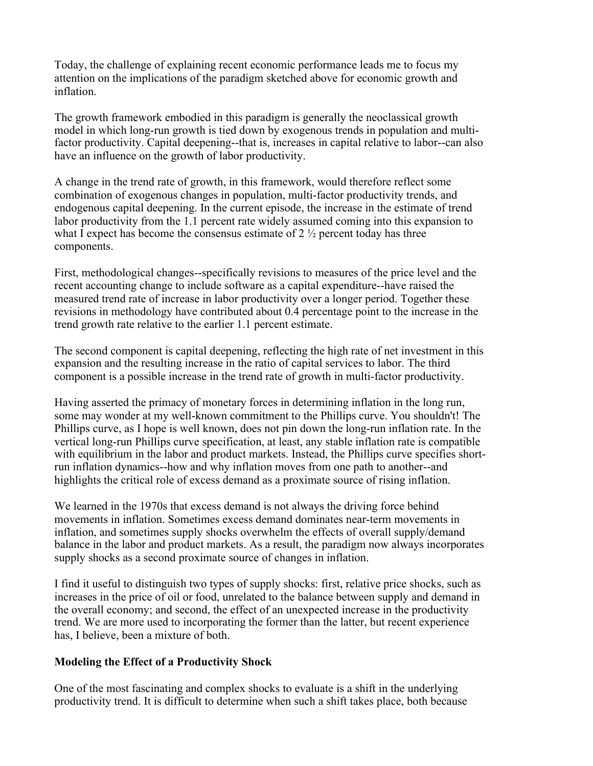Today, the challenge of explaining recent economic performance leads me to focus my attention on the implications of the paradigm sketched above for economic growth and inflation.

The growth framework embodied in this paradigm is generally the neoclassical growth model in which long-run growth is tied down by exogenous trends in population and multi-factor productivity. Capital deepening--that is, increases in capital relative to labor--can also have an influence on the growth of labor productivity.

A change in the trend rate of growth, in this framework, would therefore reflect some combination of exogenous changes in population, multi-factor productivity trends, and endogenous capital deepening. In the current episode, the increase in the estimate of trend labor productivity from the 1.1 percent rate widely assumed coming into this expansion to what I expect has become the consensus estimate of 2 ½ percent today has three components.

First, methodological changes--specifically revisions to measures of the price level and the recent accounting change to include software as a capital expenditure--have raised the measured trend rate of increase in labor productivity over a longer period. Together these revisions in methodology have contributed about 0.4 percentage point to the increase in the trend growth rate relative to the earlier 1.1 percent estimate.

The second component is capital deepening, reflecting the high rate of net investment in this expansion and the resulting increase in the ratio of capital services to labor. The third component is a possible increase in the trend rate of growth in multi-factor productivity.

Having asserted the primacy of monetary forces in determining inflation in the long run, some may wonder at my well-known commitment to the Phillips curve. You shouldn't! The Phillips curve, as I hope is well known, does not pin down the long-run inflation rate. In the vertical long-run Phillips curve specification, at least, any stable inflation rate is compatible with equilibrium in the labor and product markets. Instead, the Phillips curve specifies short-run inflation dynamics--how and why inflation moves from one path to another--and highlights the critical role of excess demand as a proximate source of rising inflation.

We learned in the 1970s that excess demand is not always the driving force behind movements in inflation. Sometimes excess demand dominates near-term movements in inflation, and sometimes supply shocks overwhelm the effects of overall supply/demand balance in the labor and product markets. As a result, the paradigm now always incorporates supply shocks as a second proximate source of changes in inflation.

I find it useful to distinguish two types of supply shocks: first, relative price shocks, such as increases in the price of oil or food, unrelated to the balance between supply and demand in the overall economy; and second, the effect of an unexpected increase in the productivity trend. We are more used to incorporating the former than the latter, but recent experience has, I believe, been a mixture of both.

**Modeling the Effect of a Productivity Shock**

One of the most fascinating and complex shocks to evaluate is a shift in the underlying productivity trend. It is difficult to determine when such a shift takes place, both because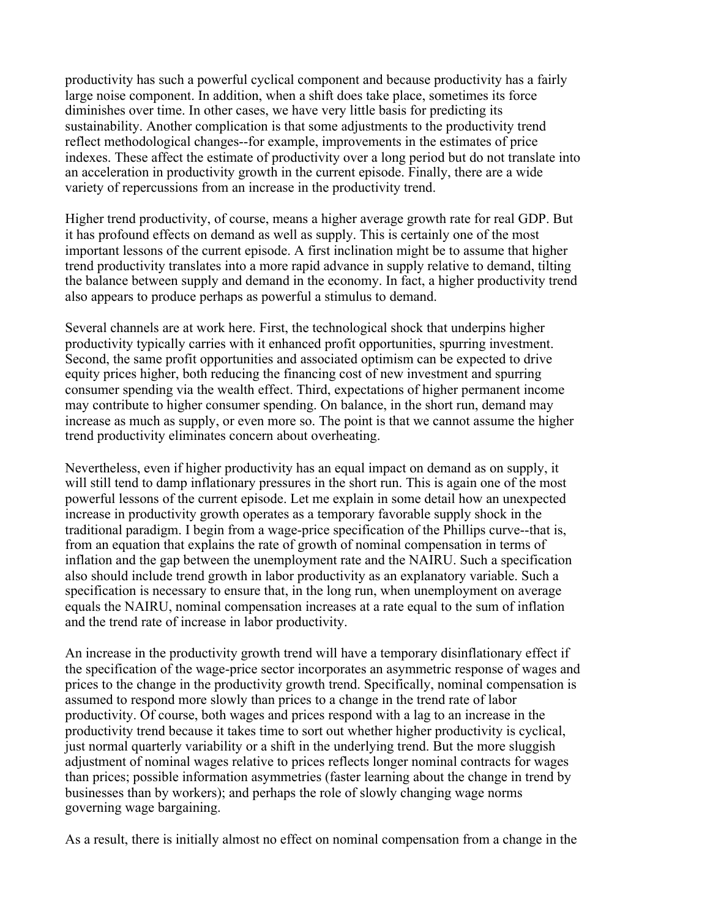productivity has such a powerful cyclical component and because productivity has a fairly large noise component. In addition, when a shift does take place, sometimes its force diminishes over time. In other cases, we have very little basis for predicting its sustainability. Another complication is that some adjustments to the productivity trend reflect methodological changes--for example, improvements in the estimates of price indexes. These affect the estimate of productivity over a long period but do not translate into an acceleration in productivity growth in the current episode. Finally, there are a wide variety of repercussions from an increase in the productivity trend.

Higher trend productivity, of course, means a higher average growth rate for real GDP. But it has profound effects on demand as well as supply. This is certainly one of the most important lessons of the current episode. A first inclination might be to assume that higher trend productivity translates into a more rapid advance in supply relative to demand, tilting the balance between supply and demand in the economy. In fact, a higher productivity trend also appears to produce perhaps as powerful a stimulus to demand.

Several channels are at work here. First, the technological shock that underpins higher productivity typically carries with it enhanced profit opportunities, spurring investment. Second, the same profit opportunities and associated optimism can be expected to drive equity prices higher, both reducing the financing cost of new investment and spurring consumer spending via the wealth effect. Third, expectations of higher permanent income may contribute to higher consumer spending. On balance, in the short run, demand may increase as much as supply, or even more so. The point is that we cannot assume the higher trend productivity eliminates concern about overheating.

Nevertheless, even if higher productivity has an equal impact on demand as on supply, it will still tend to damp inflationary pressures in the short run. This is again one of the most powerful lessons of the current episode. Let me explain in some detail how an unexpected increase in productivity growth operates as a temporary favorable supply shock in the traditional paradigm. I begin from a wage-price specification of the Phillips curve--that is, from an equation that explains the rate of growth of nominal compensation in terms of inflation and the gap between the unemployment rate and the NAIRU. Such a specification also should include trend growth in labor productivity as an explanatory variable. Such a specification is necessary to ensure that, in the long run, when unemployment on average equals the NAIRU, nominal compensation increases at a rate equal to the sum of inflation and the trend rate of increase in labor productivity.

An increase in the productivity growth trend will have a temporary disinflationary effect if the specification of the wage-price sector incorporates an asymmetric response of wages and prices to the change in the productivity growth trend. Specifically, nominal compensation is assumed to respond more slowly than prices to a change in the trend rate of labor productivity. Of course, both wages and prices respond with a lag to an increase in the productivity trend because it takes time to sort out whether higher productivity is cyclical, just normal quarterly variability or a shift in the underlying trend. But the more sluggish adjustment of nominal wages relative to prices reflects longer nominal contracts for wages than prices; possible information asymmetries (faster learning about the change in trend by businesses than by workers); and perhaps the role of slowly changing wage norms governing wage bargaining.

As a result, there is initially almost no effect on nominal compensation from a change in the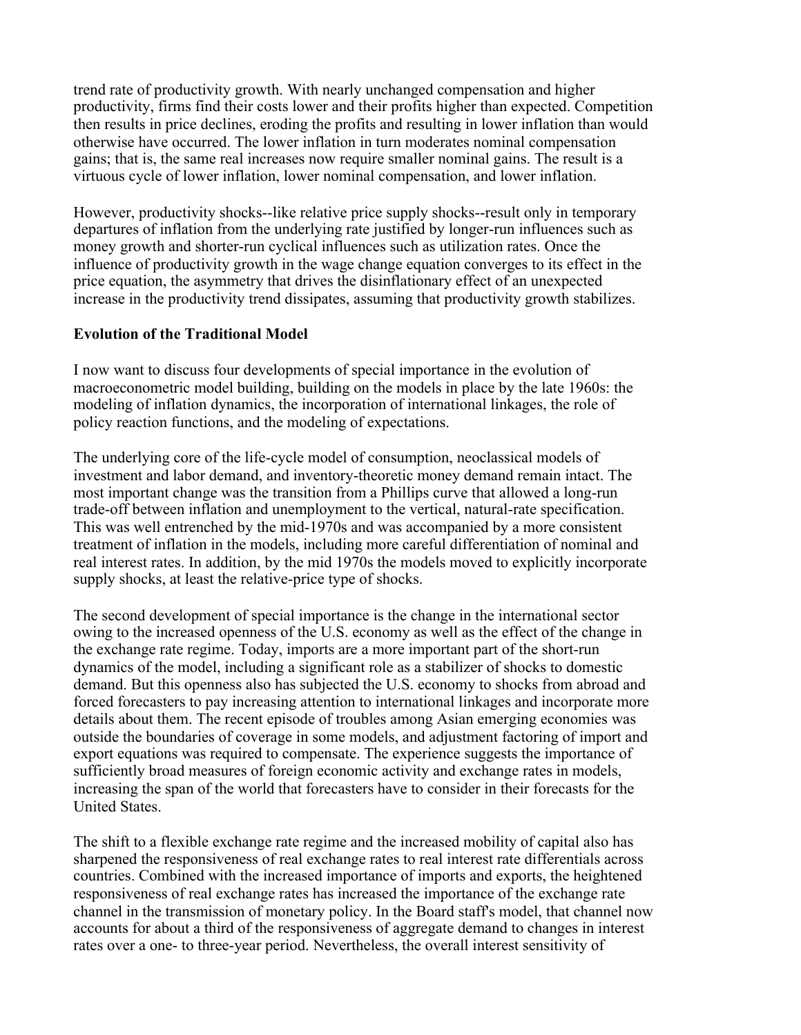trend rate of productivity growth. With nearly unchanged compensation and higher productivity, firms find their costs lower and their profits higher than expected. Competition then results in price declines, eroding the profits and resulting in lower inflation than would otherwise have occurred. The lower inflation in turn moderates nominal compensation gains; that is, the same real increases now require smaller nominal gains. The result is a virtuous cycle of lower inflation, lower nominal compensation, and lower inflation.

However, productivity shocks--like relative price supply shocks--result only in temporary departures of inflation from the underlying rate justified by longer-run influences such as money growth and shorter-run cyclical influences such as utilization rates. Once the influence of productivity growth in the wage change equation converges to its effect in the price equation, the asymmetry that drives the disinflationary effect of an unexpected increase in the productivity trend dissipates, assuming that productivity growth stabilizes.

**Evolution of the Traditional Model**

I now want to discuss four developments of special importance in the evolution of macroeconometric model building, building on the models in place by the late 1960s: the modeling of inflation dynamics, the incorporation of international linkages, the role of policy reaction functions, and the modeling of expectations.

The underlying core of the life-cycle model of consumption, neoclassical models of investment and labor demand, and inventory-theoretic money demand remain intact. The most important change was the transition from a Phillips curve that allowed a long-run trade-off between inflation and unemployment to the vertical, natural-rate specification. This was well entrenched by the mid-1970s and was accompanied by a more consistent treatment of inflation in the models, including more careful differentiation of nominal and real interest rates. In addition, by the mid 1970s the models moved to explicitly incorporate supply shocks, at least the relative-price type of shocks.

The second development of special importance is the change in the international sector owing to the increased openness of the U.S. economy as well as the effect of the change in the exchange rate regime. Today, imports are a more important part of the short-run dynamics of the model, including a significant role as a stabilizer of shocks to domestic demand. But this openness also has subjected the U.S. economy to shocks from abroad and forced forecasters to pay increasing attention to international linkages and incorporate more details about them. The recent episode of troubles among Asian emerging economies was outside the boundaries of coverage in some models, and adjustment factoring of import and export equations was required to compensate. The experience suggests the importance of sufficiently broad measures of foreign economic activity and exchange rates in models, increasing the span of the world that forecasters have to consider in their forecasts for the United States.

The shift to a flexible exchange rate regime and the increased mobility of capital also has sharpened the responsiveness of real exchange rates to real interest rate differentials across countries. Combined with the increased importance of imports and exports, the heightened responsiveness of real exchange rates has increased the importance of the exchange rate channel in the transmission of monetary policy. In the Board staff's model, that channel now accounts for about a third of the responsiveness of aggregate demand to changes in interest rates over a one- to three-year period. Nevertheless, the overall interest sensitivity of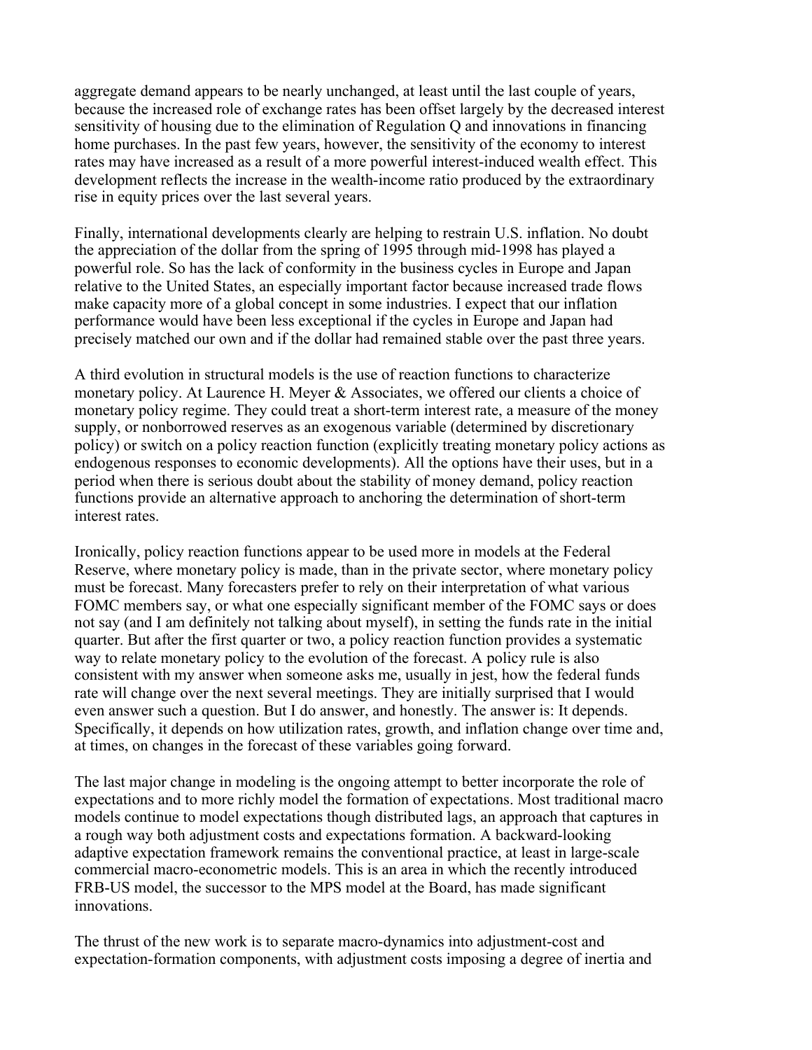aggregate demand appears to be nearly unchanged, at least until the last couple of years, because the increased role of exchange rates has been offset largely by the decreased interest sensitivity of housing due to the elimination of Regulation Q and innovations in financing home purchases. In the past few years, however, the sensitivity of the economy to interest rates may have increased as a result of a more powerful interest-induced wealth effect. This development reflects the increase in the wealth-income ratio produced by the extraordinary rise in equity prices over the last several years.

Finally, international developments clearly are helping to restrain U.S. inflation. No doubt the appreciation of the dollar from the spring of 1995 through mid-1998 has played a powerful role. So has the lack of conformity in the business cycles in Europe and Japan relative to the United States, an especially important factor because increased trade flows make capacity more of a global concept in some industries. I expect that our inflation performance would have been less exceptional if the cycles in Europe and Japan had precisely matched our own and if the dollar had remained stable over the past three years.

A third evolution in structural models is the use of reaction functions to characterize monetary policy. At Laurence H. Meyer & Associates, we offered our clients a choice of monetary policy regime. They could treat a short-term interest rate, a measure of the money supply, or nonborrowed reserves as an exogenous variable (determined by discretionary policy) or switch on a policy reaction function (explicitly treating monetary policy actions as endogenous responses to economic developments). All the options have their uses, but in a period when there is serious doubt about the stability of money demand, policy reaction functions provide an alternative approach to anchoring the determination of short-term interest rates.

Ironically, policy reaction functions appear to be used more in models at the Federal Reserve, where monetary policy is made, than in the private sector, where monetary policy must be forecast. Many forecasters prefer to rely on their interpretation of what various FOMC members say, or what one especially significant member of the FOMC says or does not say (and I am definitely not talking about myself), in setting the funds rate in the initial quarter. But after the first quarter or two, a policy reaction function provides a systematic way to relate monetary policy to the evolution of the forecast. A policy rule is also consistent with my answer when someone asks me, usually in jest, how the federal funds rate will change over the next several meetings. They are initially surprised that I would even answer such a question. But I do answer, and honestly. The answer is: It depends. Specifically, it depends on how utilization rates, growth, and inflation change over time and, at times, on changes in the forecast of these variables going forward.

The last major change in modeling is the ongoing attempt to better incorporate the role of expectations and to more richly model the formation of expectations. Most traditional macro models continue to model expectations though distributed lags, an approach that captures in a rough way both adjustment costs and expectations formation. A backward-looking adaptive expectation framework remains the conventional practice, at least in large-scale commercial macro-econometric models. This is an area in which the recently introduced FRB-US model, the successor to the MPS model at the Board, has made significant innovations.

The thrust of the new work is to separate macro-dynamics into adjustment-cost and expectation-formation components, with adjustment costs imposing a degree of inertia and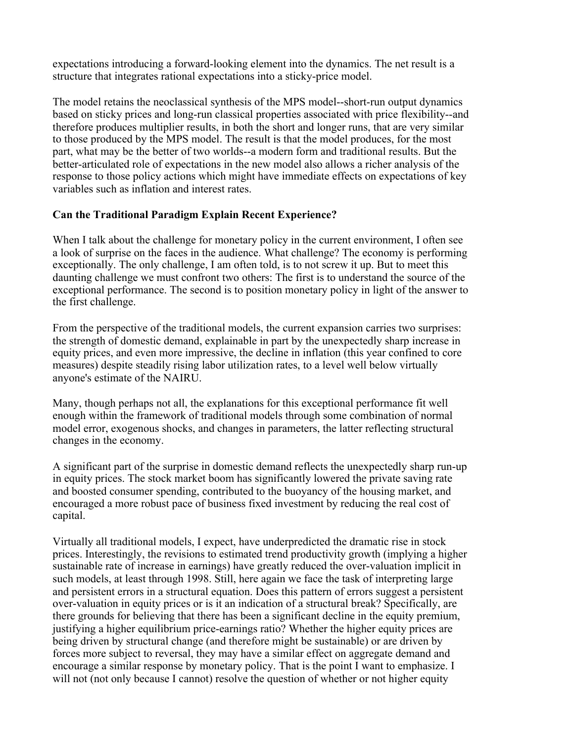expectations introducing a forward-looking element into the dynamics. The net result is a structure that integrates rational expectations into a sticky-price model.

The model retains the neoclassical synthesis of the MPS model--short-run output dynamics based on sticky prices and long-run classical properties associated with price flexibility--and therefore produces multiplier results, in both the short and longer runs, that are very similar to those produced by the MPS model. The result is that the model produces, for the most part, what may be the better of two worlds--a modern form and traditional results. But the better-articulated role of expectations in the new model also allows a richer analysis of the response to those policy actions which might have immediate effects on expectations of key variables such as inflation and interest rates.

**Can the Traditional Paradigm Explain Recent Experience?**

When I talk about the challenge for monetary policy in the current environment, I often see a look of surprise on the faces in the audience. What challenge? The economy is performing exceptionally. The only challenge, I am often told, is to not screw it up. But to meet this daunting challenge we must confront two others: The first is to understand the source of the exceptional performance. The second is to position monetary policy in light of the answer to the first challenge.

From the perspective of the traditional models, the current expansion carries two surprises: the strength of domestic demand, explainable in part by the unexpectedly sharp increase in equity prices, and even more impressive, the decline in inflation (this year confined to core measures) despite steadily rising labor utilization rates, to a level well below virtually anyone's estimate of the NAIRU.

Many, though perhaps not all, the explanations for this exceptional performance fit well enough within the framework of traditional models through some combination of normal model error, exogenous shocks, and changes in parameters, the latter reflecting structural changes in the economy.

A significant part of the surprise in domestic demand reflects the unexpectedly sharp run-up in equity prices. The stock market boom has significantly lowered the private saving rate and boosted consumer spending, contributed to the buoyancy of the housing market, and encouraged a more robust pace of business fixed investment by reducing the real cost of capital.

Virtually all traditional models, I expect, have underpredicted the dramatic rise in stock prices. Interestingly, the revisions to estimated trend productivity growth (implying a higher sustainable rate of increase in earnings) have greatly reduced the over-valuation implicit in such models, at least through 1998. Still, here again we face the task of interpreting large and persistent errors in a structural equation. Does this pattern of errors suggest a persistent over-valuation in equity prices or is it an indication of a structural break? Specifically, are there grounds for believing that there has been a significant decline in the equity premium, justifying a higher equilibrium price-earnings ratio? Whether the higher equity prices are being driven by structural change (and therefore might be sustainable) or are driven by forces more subject to reversal, they may have a similar effect on aggregate demand and encourage a similar response by monetary policy. That is the point I want to emphasize. I will not (not only because I cannot) resolve the question of whether or not higher equity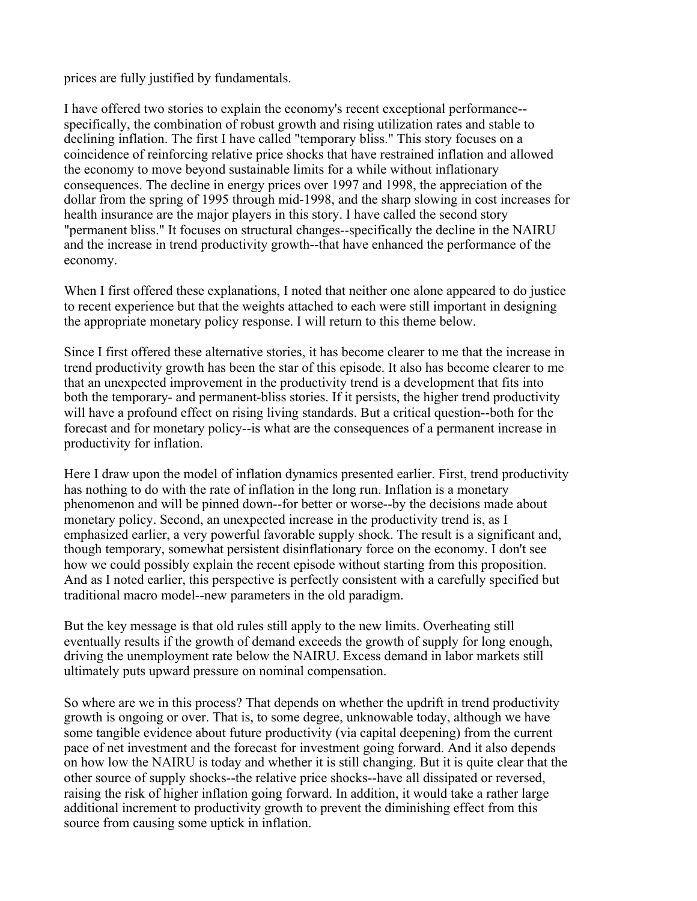prices are fully justified by fundamentals.

I have offered two stories to explain the economy's recent exceptional performance--specifically, the combination of robust growth and rising utilization rates and stable to declining inflation. The first I have called "temporary bliss." This story focuses on a coincidence of reinforcing relative price shocks that have restrained inflation and allowed the economy to move beyond sustainable limits for a while without inflationary consequences. The decline in energy prices over 1997 and 1998, the appreciation of the dollar from the spring of 1995 through mid-1998, and the sharp slowing in cost increases for health insurance are the major players in this story. I have called the second story "permanent bliss." It focuses on structural changes--specifically the decline in the NAIRU and the increase in trend productivity growth--that have enhanced the performance of the economy.

When I first offered these explanations, I noted that neither one alone appeared to do justice to recent experience but that the weights attached to each were still important in designing the appropriate monetary policy response. I will return to this theme below.

Since I first offered these alternative stories, it has become clearer to me that the increase in trend productivity growth has been the star of this episode. It also has become clearer to me that an unexpected improvement in the productivity trend is a development that fits into both the temporary- and permanent-bliss stories. If it persists, the higher trend productivity will have a profound effect on rising living standards. But a critical question--both for the forecast and for monetary policy--is what are the consequences of a permanent increase in productivity for inflation.

Here I draw upon the model of inflation dynamics presented earlier. First, trend productivity has nothing to do with the rate of inflation in the long run. Inflation is a monetary phenomenon and will be pinned down--for better or worse--by the decisions made about monetary policy. Second, an unexpected increase in the productivity trend is, as I emphasized earlier, a very powerful favorable supply shock. The result is a significant and, though temporary, somewhat persistent disinflationary force on the economy. I don't see how we could possibly explain the recent episode without starting from this proposition. And as I noted earlier, this perspective is perfectly consistent with a carefully specified but traditional macro model--new parameters in the old paradigm.

But the key message is that old rules still apply to the new limits. Overheating still eventually results if the growth of demand exceeds the growth of supply for long enough, driving the unemployment rate below the NAIRU. Excess demand in labor markets still ultimately puts upward pressure on nominal compensation.

So where are we in this process? That depends on whether the updrift in trend productivity growth is ongoing or over. That is, to some degree, unknowable today, although we have some tangible evidence about future productivity (via capital deepening) from the current pace of net investment and the forecast for investment going forward. And it also depends on how low the NAIRU is today and whether it is still changing. But it is quite clear that the other source of supply shocks--the relative price shocks--have all dissipated or reversed, raising the risk of higher inflation going forward. In addition, it would take a rather large additional increment to productivity growth to prevent the diminishing effect from this source from causing some uptick in inflation.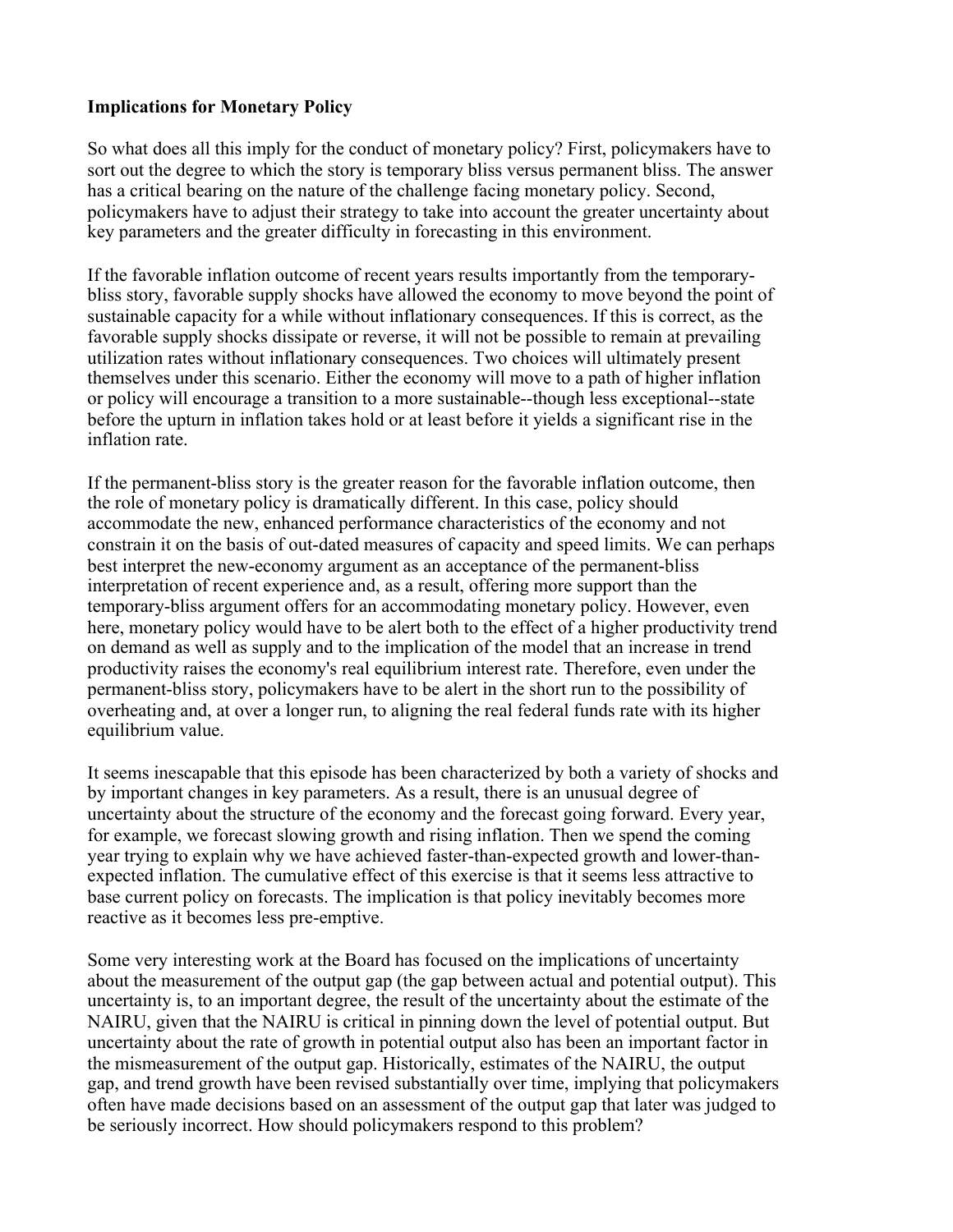**Implications for Monetary Policy**

So what does all this imply for the conduct of monetary policy? First, policymakers have to sort out the degree to which the story is temporary bliss versus permanent bliss. The answer has a critical bearing on the nature of the challenge facing monetary policy. Second, policymakers have to adjust their strategy to take into account the greater uncertainty about key parameters and the greater difficulty in forecasting in this environment.

If the favorable inflation outcome of recent years results importantly from the temporary-bliss story, favorable supply shocks have allowed the economy to move beyond the point of sustainable capacity for a while without inflationary consequences. If this is correct, as the favorable supply shocks dissipate or reverse, it will not be possible to remain at prevailing utilization rates without inflationary consequences. Two choices will ultimately present themselves under this scenario. Either the economy will move to a path of higher inflation or policy will encourage a transition to a more sustainable--though less exceptional--state before the upturn in inflation takes hold or at least before it yields a significant rise in the inflation rate.

If the permanent-bliss story is the greater reason for the favorable inflation outcome, then the role of monetary policy is dramatically different. In this case, policy should accommodate the new, enhanced performance characteristics of the economy and not constrain it on the basis of out-dated measures of capacity and speed limits. We can perhaps best interpret the new-economy argument as an acceptance of the permanent-bliss interpretation of recent experience and, as a result, offering more support than the temporary-bliss argument offers for an accommodating monetary policy. However, even here, monetary policy would have to be alert both to the effect of a higher productivity trend on demand as well as supply and to the implication of the model that an increase in trend productivity raises the economy's real equilibrium interest rate. Therefore, even under the permanent-bliss story, policymakers have to be alert in the short run to the possibility of overheating and, at over a longer run, to aligning the real federal funds rate with its higher equilibrium value.

It seems inescapable that this episode has been characterized by both a variety of shocks and by important changes in key parameters. As a result, there is an unusual degree of uncertainty about the structure of the economy and the forecast going forward. Every year, for example, we forecast slowing growth and rising inflation. Then we spend the coming year trying to explain why we have achieved faster-than-expected growth and lower-than-expected inflation. The cumulative effect of this exercise is that it seems less attractive to base current policy on forecasts. The implication is that policy inevitably becomes more reactive as it becomes less pre-emptive.

Some very interesting work at the Board has focused on the implications of uncertainty about the measurement of the output gap (the gap between actual and potential output). This uncertainty is, to an important degree, the result of the uncertainty about the estimate of the NAIRU, given that the NAIRU is critical in pinning down the level of potential output. But uncertainty about the rate of growth in potential output also has been an important factor in the mismeasurement of the output gap. Historically, estimates of the NAIRU, the output gap, and trend growth have been revised substantially over time, implying that policymakers often have made decisions based on an assessment of the output gap that later was judged to be seriously incorrect. How should policymakers respond to this problem?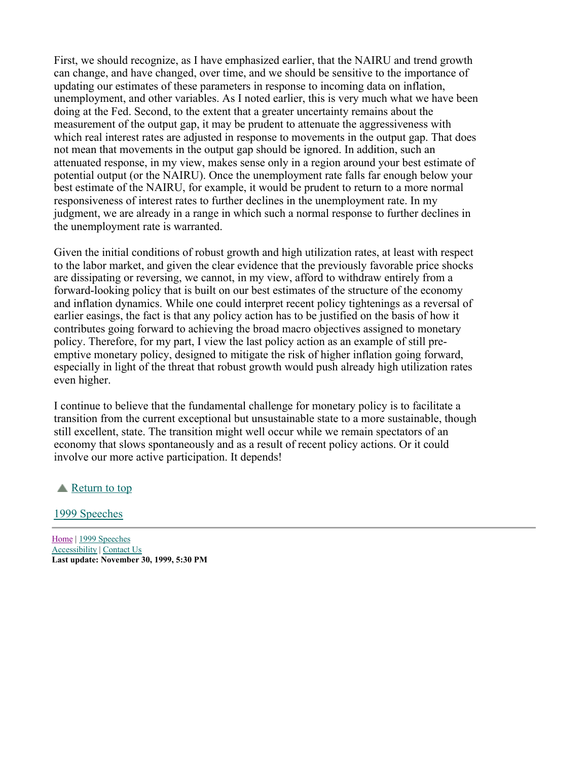First, we should recognize, as I have emphasized earlier, that the NAIRU and trend growth can change, and have changed, over time, and we should be sensitive to the importance of updating our estimates of these parameters in response to incoming data on inflation, unemployment, and other variables. As I noted earlier, this is very much what we have been doing at the Fed. Second, to the extent that a greater uncertainty remains about the measurement of the output gap, it may be prudent to attenuate the aggressiveness with which real interest rates are adjusted in response to movements in the output gap. That does not mean that movements in the output gap should be ignored. In addition, such an attenuated response, in my view, makes sense only in a region around your best estimate of potential output (or the NAIRU). Once the unemployment rate falls far enough below your best estimate of the NAIRU, for example, it would be prudent to return to a more normal responsiveness of interest rates to further declines in the unemployment rate. In my judgment, we are already in a range in which such a normal response to further declines in the unemployment rate is warranted.

Given the initial conditions of robust growth and high utilization rates, at least with respect to the labor market, and given the clear evidence that the previously favorable price shocks are dissipating or reversing, we cannot, in my view, afford to withdraw entirely from a forward-looking policy that is built on our best estimates of the structure of the economy and inflation dynamics. While one could interpret recent policy tightenings as a reversal of earlier easings, the fact is that any policy action has to be justified on the basis of how it contributes going forward to achieving the broad macro objectives assigned to monetary policy. Therefore, for my part, I view the last policy action as an example of still pre-emptive monetary policy, designed to mitigate the risk of higher inflation going forward, especially in light of the threat that robust growth would push already high utilization rates even higher.

I continue to believe that the fundamental challenge for monetary policy is to facilitate a transition from the current exceptional but unsustainable state to a more sustainable, though still excellent, state. The transition might well occur while we remain spectators of an economy that slows spontaneously and as a result of recent policy actions. Or it could involve our more active participation. It depends!

▲ Return to top

1999 Speeches

Home | 1999 Speeches
Accessibility | Contact Us
**Last update: November 30, 1999, 5:30 PM**